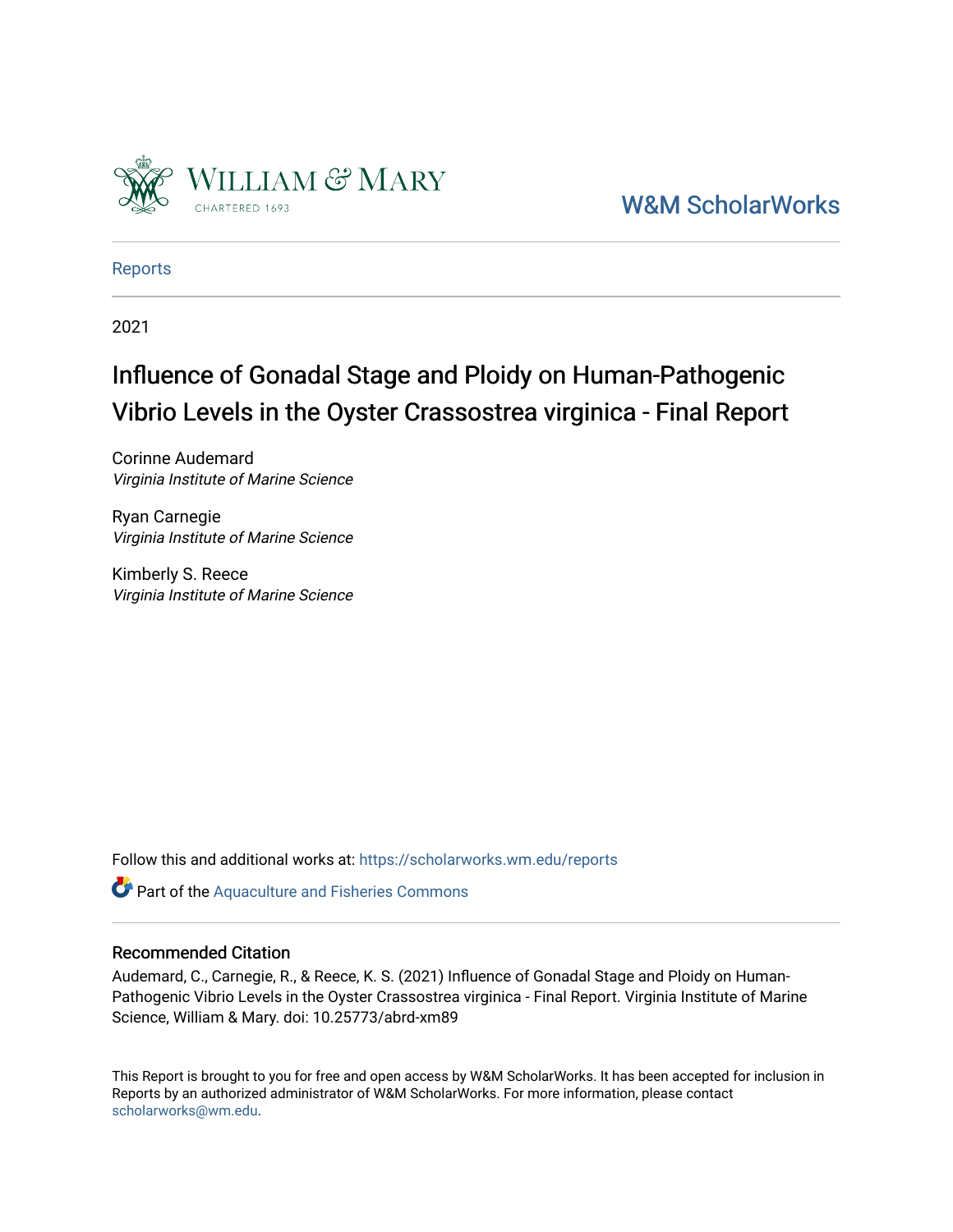William & Mary

CHARTERED 1693

W&M ScholarWorks

Reports

2021

# Influence of Gonadal Stage and Ploidy on Human-Pathogenic Vibrio Levels in the Oyster Crassostrea virginica - Final Report

Corinne Audemard
*Virginia Institute of Marine Science*

Ryan Carnegie
*Virginia Institute of Marine Science*

Kimberly S. Reece
*Virginia Institute of Marine Science*

Follow this and additional works at: https://scholarworks.wm.edu/reports

Part of the Aquaculture and Fisheries Commons

### Recommended Citation

Audemard, C., Carnegie, R., & Reece, K. S. (2021) Influence of Gonadal Stage and Ploidy on Human-Pathogenic Vibrio Levels in the Oyster Crassostrea virginica - Final Report. Virginia Institute of Marine Science, William & Mary. doi: 10.25773/abrd-xm89

This Report is brought to you for free and open access by W&M ScholarWorks. It has been accepted for inclusion in Reports by an authorized administrator of W&M ScholarWorks. For more information, please contact scholarworks@wm.edu.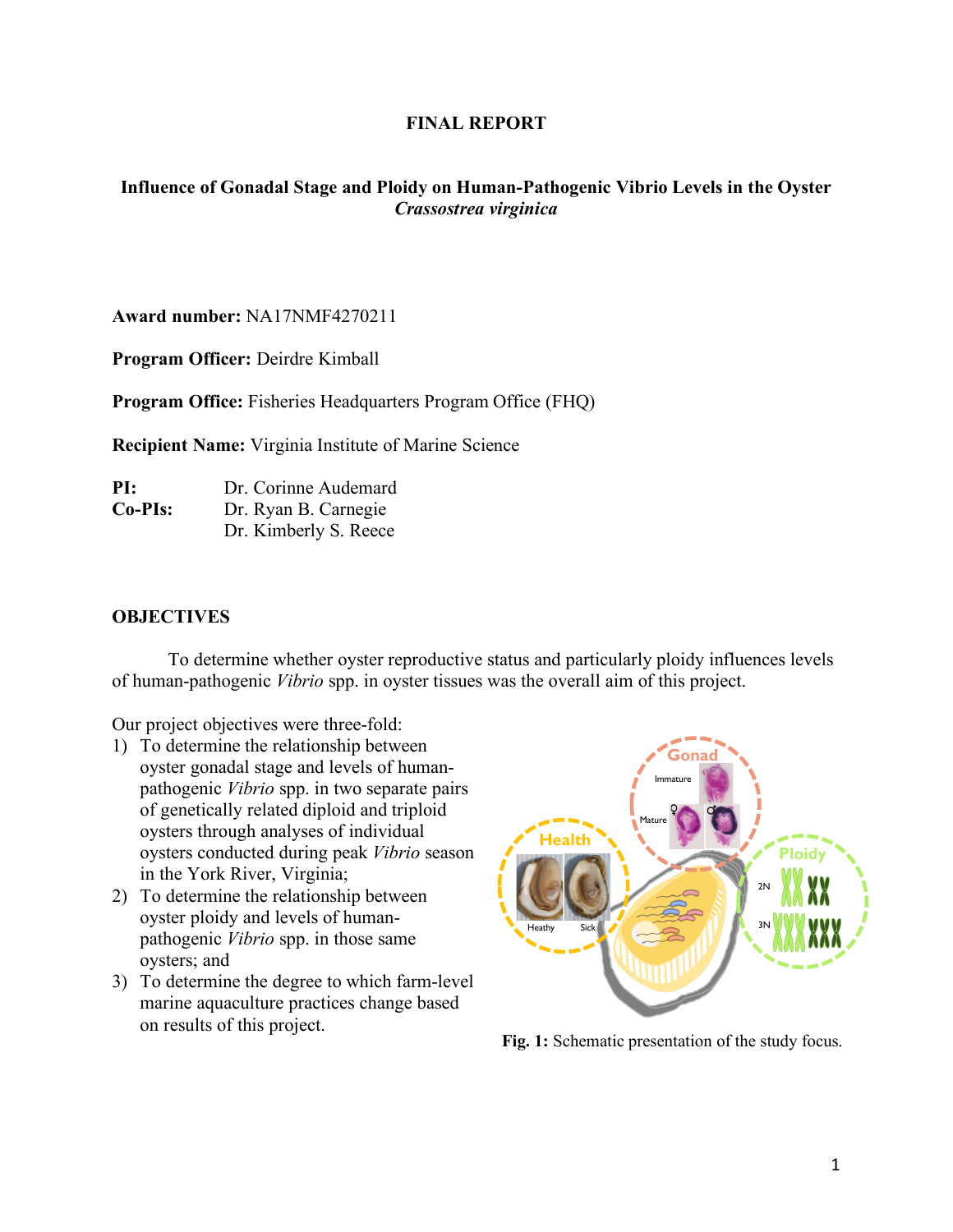**FINAL REPORT**

**Influence of Gonadal Stage and Ploidy on Human-Pathogenic Vibrio Levels in the Oyster *Crassostrea virginica***

**Award number:** NA17NMF4270211

**Program Officer:** Deirdre Kimball

**Program Office:** Fisheries Headquarters Program Office (FHQ)

**Recipient Name:** Virginia Institute of Marine Science

**PI:** Dr. Corinne Audemard
**Co-PIs:** Dr. Ryan B. Carnegie
Dr. Kimberly S. Reece

## OBJECTIVES

To determine whether oyster reproductive status and particularly ploidy influences levels of human-pathogenic *Vibrio* spp. in oyster tissues was the overall aim of this project.

Our project objectives were three-fold:

1) To determine the relationship between oyster gonadal stage and levels of human-pathogenic *Vibrio* spp. in two separate pairs of genetically related diploid and triploid oysters through analyses of individual oysters conducted during peak *Vibrio* season in the York River, Virginia;
2) To determine the relationship between oyster ploidy and levels of human-pathogenic *Vibrio* spp. in those same oysters; and
3) To determine the degree to which farm-level marine aquaculture practices change based on results of this project.

**Fig. 1:** Schematic presentation of the study focus.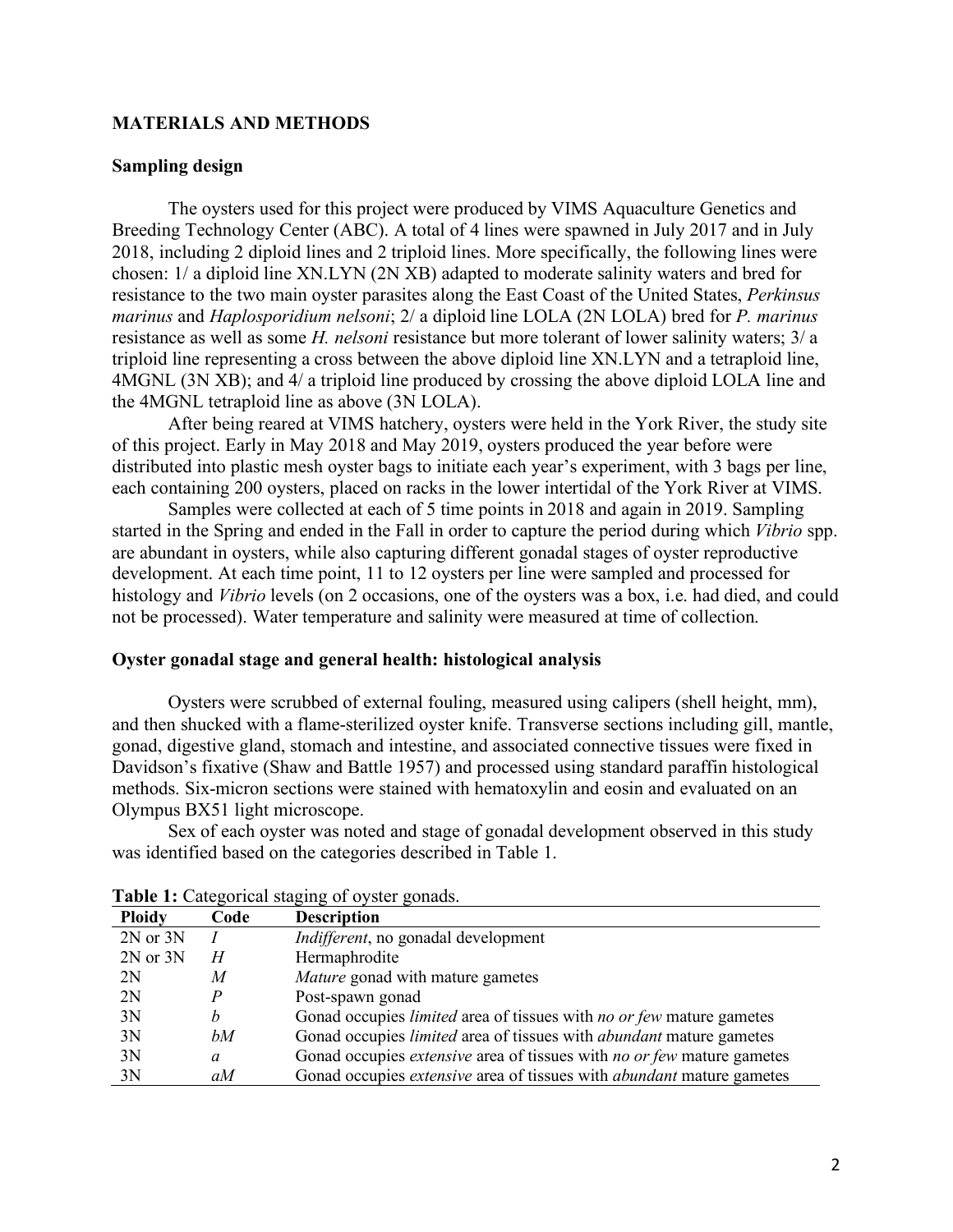## MATERIALS AND METHODS

### Sampling design

The oysters used for this project were produced by VIMS Aquaculture Genetics and Breeding Technology Center (ABC). A total of 4 lines were spawned in July 2017 and in July 2018, including 2 diploid lines and 2 triploid lines. More specifically, the following lines were chosen: 1/ a diploid line XN.LYN (2N XB) adapted to moderate salinity waters and bred for resistance to the two main oyster parasites along the East Coast of the United States, *Perkinsus marinus* and *Haplosporidium nelsoni*; 2/ a diploid line LOLA (2N LOLA) bred for *P. marinus* resistance as well as some *H. nelsoni* resistance but more tolerant of lower salinity waters; 3/ a triploid line representing a cross between the above diploid line XN.LYN and a tetraploid line, 4MGNL (3N XB); and 4/ a triploid line produced by crossing the above diploid LOLA line and the 4MGNL tetraploid line as above (3N LOLA).

After being reared at VIMS hatchery, oysters were held in the York River, the study site of this project. Early in May 2018 and May 2019, oysters produced the year before were distributed into plastic mesh oyster bags to initiate each year's experiment, with 3 bags per line, each containing 200 oysters, placed on racks in the lower intertidal of the York River at VIMS.

Samples were collected at each of 5 time points in 2018 and again in 2019. Sampling started in the Spring and ended in the Fall in order to capture the period during which *Vibrio* spp. are abundant in oysters, while also capturing different gonadal stages of oyster reproductive development. At each time point, 11 to 12 oysters per line were sampled and processed for histology and *Vibrio* levels (on 2 occasions, one of the oysters was a box, i.e. had died, and could not be processed). Water temperature and salinity were measured at time of collection.

### Oyster gonadal stage and general health: histological analysis

Oysters were scrubbed of external fouling, measured using calipers (shell height, mm), and then shucked with a flame-sterilized oyster knife. Transverse sections including gill, mantle, gonad, digestive gland, stomach and intestine, and associated connective tissues were fixed in Davidson's fixative (Shaw and Battle 1957) and processed using standard paraffin histological methods. Six-micron sections were stained with hematoxylin and eosin and evaluated on an Olympus BX51 light microscope.

Sex of each oyster was noted and stage of gonadal development observed in this study was identified based on the categories described in Table 1.

**Table 1:** Categorical staging of oyster gonads.

| Ploidy | Code | Description |
|---|---|---|
| 2N or 3N | *I* | *Indifferent*, no gonadal development |
| 2N or 3N | *H* | Hermaphrodite |
| 2N | *M* | *Mature* gonad with mature gametes |
| 2N | *P* | Post-spawn gonad |
| 3N | *b* | Gonad occupies *limited* area of tissues with *no or few* mature gametes |
| 3N | *bM* | Gonad occupies *limited* area of tissues with *abundant* mature gametes |
| 3N | *a* | Gonad occupies *extensive* area of tissues with *no or few* mature gametes |
| 3N | *aM* | Gonad occupies *extensive* area of tissues with *abundant* mature gametes |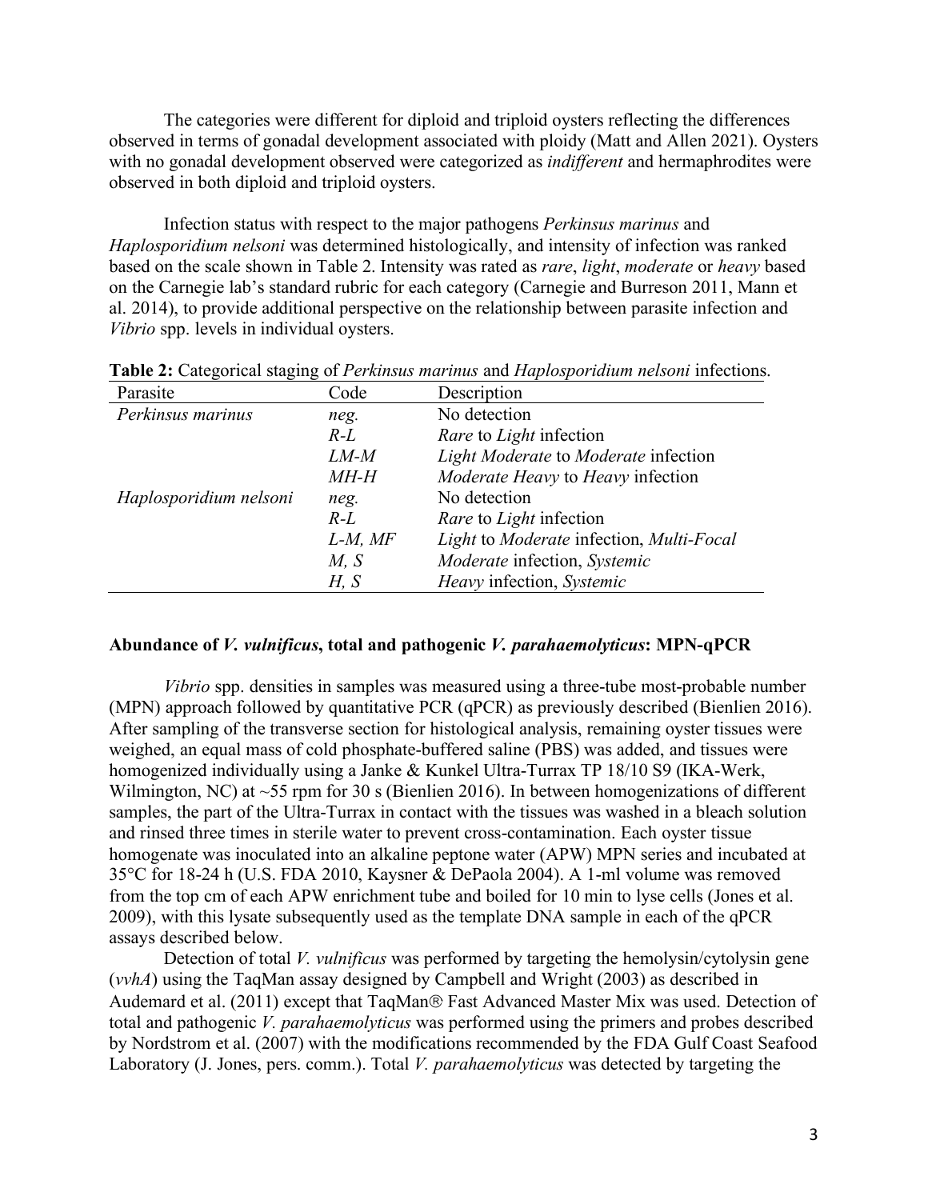The categories were different for diploid and triploid oysters reflecting the differences observed in terms of gonadal development associated with ploidy (Matt and Allen 2021). Oysters with no gonadal development observed were categorized as *indifferent* and hermaphrodites were observed in both diploid and triploid oysters.

Infection status with respect to the major pathogens *Perkinsus marinus* and *Haplosporidium nelsoni* was determined histologically, and intensity of infection was ranked based on the scale shown in Table 2. Intensity was rated as *rare*, *light*, *moderate* or *heavy* based on the Carnegie lab's standard rubric for each category (Carnegie and Burreson 2011, Mann et al. 2014), to provide additional perspective on the relationship between parasite infection and *Vibrio* spp. levels in individual oysters.

**Table 2:** Categorical staging of *Perkinsus marinus* and *Haplosporidium nelsoni* infections.

| Parasite | Code | Description |
|---|---|---|
| *Perkinsus marinus* | *neg.* | No detection |
| | *R-L* | *Rare* to *Light* infection |
| | *LM-M* | *Light Moderate* to *Moderate* infection |
| | *MH-H* | *Moderate Heavy* to *Heavy* infection |
| *Haplosporidium nelsoni* | *neg.* | No detection |
| | *R-L* | *Rare* to *Light* infection |
| | *L-M, MF* | *Light* to *Moderate* infection, *Multi-Focal* |
| | *M, S* | *Moderate* infection, *Systemic* |
| | *H, S* | *Heavy* infection, *Systemic* |

**Abundance of *V. vulnificus*, total and pathogenic *V. parahaemolyticus*: MPN-qPCR**

*Vibrio* spp. densities in samples was measured using a three-tube most-probable number (MPN) approach followed by quantitative PCR (qPCR) as previously described (Bienlien 2016). After sampling of the transverse section for histological analysis, remaining oyster tissues were weighed, an equal mass of cold phosphate-buffered saline (PBS) was added, and tissues were homogenized individually using a Janke & Kunkel Ultra-Turrax TP 18/10 S9 (IKA-Werk, Wilmington, NC) at ~55 rpm for 30 s (Bienlien 2016). In between homogenizations of different samples, the part of the Ultra-Turrax in contact with the tissues was washed in a bleach solution and rinsed three times in sterile water to prevent cross-contamination. Each oyster tissue homogenate was inoculated into an alkaline peptone water (APW) MPN series and incubated at 35°C for 18-24 h (U.S. FDA 2010, Kaysner & DePaola 2004). A 1-ml volume was removed from the top cm of each APW enrichment tube and boiled for 10 min to lyse cells (Jones et al. 2009), with this lysate subsequently used as the template DNA sample in each of the qPCR assays described below.

Detection of total *V. vulnificus* was performed by targeting the hemolysin/cytolysin gene (*vvhA*) using the TaqMan assay designed by Campbell and Wright (2003) as described in Audemard et al. (2011) except that TaqMan® Fast Advanced Master Mix was used. Detection of total and pathogenic *V. parahaemolyticus* was performed using the primers and probes described by Nordstrom et al. (2007) with the modifications recommended by the FDA Gulf Coast Seafood Laboratory (J. Jones, pers. comm.). Total *V. parahaemolyticus* was detected by targeting the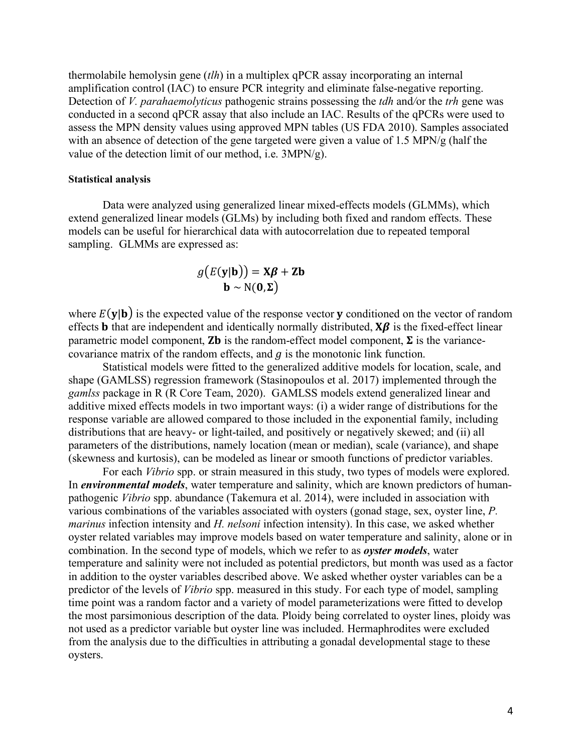thermolabile hemolysin gene (*tlh*) in a multiplex qPCR assay incorporating an internal amplification control (IAC) to ensure PCR integrity and eliminate false-negative reporting. Detection of *V. parahaemolyticus* pathogenic strains possessing the *tdh* and/or the *trh* gene was conducted in a second qPCR assay that also include an IAC. Results of the qPCRs were used to assess the MPN density values using approved MPN tables (US FDA 2010). Samples associated with an absence of detection of the gene targeted were given a value of 1.5 MPN/g (half the value of the detection limit of our method, i.e. 3MPN/g).

#### Statistical analysis

Data were analyzed using generalized linear mixed-effects models (GLMMs), which extend generalized linear models (GLMs) by including both fixed and random effects. These models can be useful for hierarchical data with autocorrelation due to repeated temporal sampling. GLMMs are expressed as:

$$g\big(E(\mathbf{y}|\mathbf{b})\big) = \mathbf{X}\boldsymbol{\beta} + \mathbf{Z}\mathbf{b}$$
$$\mathbf{b} \sim \mathrm{N}(\mathbf{0}, \boldsymbol{\Sigma})$$

where $E(\mathbf{y}|\mathbf{b})$ is the expected value of the response vector $\mathbf{y}$ conditioned on the vector of random effects $\mathbf{b}$ that are independent and identically normally distributed, $\mathbf{X}\boldsymbol{\beta}$ is the fixed-effect linear parametric model component, $\mathbf{Z}\mathbf{b}$ is the random-effect model component, $\boldsymbol{\Sigma}$ is the variance-covariance matrix of the random effects, and $g$ is the monotonic link function.

Statistical models were fitted to the generalized additive models for location, scale, and shape (GAMLSS) regression framework (Stasinopoulos et al. 2017) implemented through the *gamlss* package in R (R Core Team, 2020). GAMLSS models extend generalized linear and additive mixed effects models in two important ways: (i) a wider range of distributions for the response variable are allowed compared to those included in the exponential family, including distributions that are heavy- or light-tailed, and positively or negatively skewed; and (ii) all parameters of the distributions, namely location (mean or median), scale (variance), and shape (skewness and kurtosis), can be modeled as linear or smooth functions of predictor variables.

For each *Vibrio* spp. or strain measured in this study, two types of models were explored. In ***environmental models***, water temperature and salinity, which are known predictors of human-pathogenic *Vibrio* spp. abundance (Takemura et al. 2014), were included in association with various combinations of the variables associated with oysters (gonad stage, sex, oyster line, *P. marinus* infection intensity and *H. nelsoni* infection intensity). In this case, we asked whether oyster related variables may improve models based on water temperature and salinity, alone or in combination. In the second type of models, which we refer to as ***oyster models***, water temperature and salinity were not included as potential predictors, but month was used as a factor in addition to the oyster variables described above. We asked whether oyster variables can be a predictor of the levels of *Vibrio* spp. measured in this study. For each type of model, sampling time point was a random factor and a variety of model parameterizations were fitted to develop the most parsimonious description of the data. Ploidy being correlated to oyster lines, ploidy was not used as a predictor variable but oyster line was included. Hermaphrodites were excluded from the analysis due to the difficulties in attributing a gonadal developmental stage to these oysters.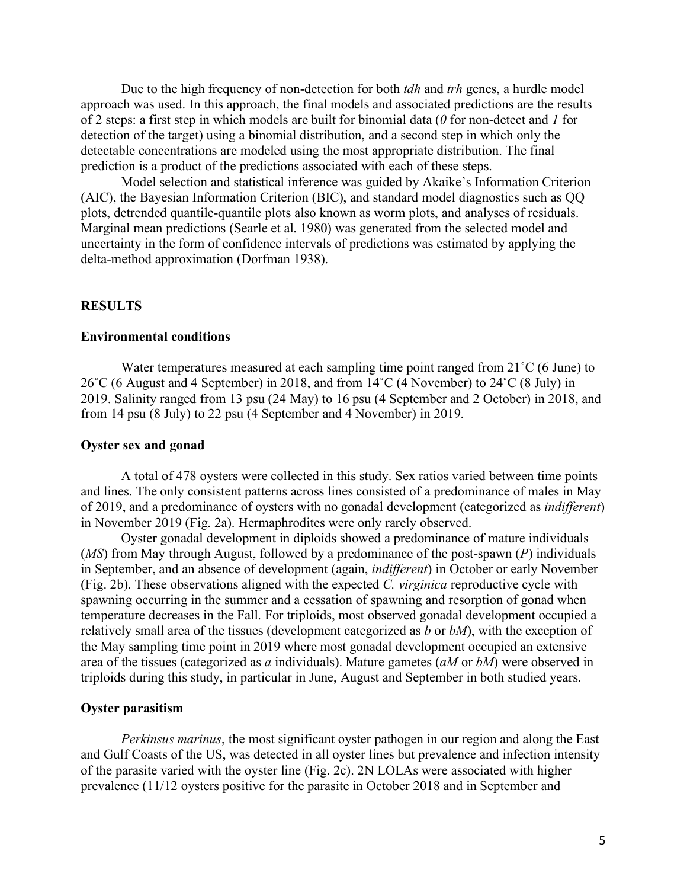Due to the high frequency of non-detection for both *tdh* and *trh* genes, a hurdle model approach was used. In this approach, the final models and associated predictions are the results of 2 steps: a first step in which models are built for binomial data (*0* for non-detect and *1* for detection of the target) using a binomial distribution, and a second step in which only the detectable concentrations are modeled using the most appropriate distribution. The final prediction is a product of the predictions associated with each of these steps.

Model selection and statistical inference was guided by Akaike's Information Criterion (AIC), the Bayesian Information Criterion (BIC), and standard model diagnostics such as QQ plots, detrended quantile-quantile plots also known as worm plots, and analyses of residuals. Marginal mean predictions (Searle et al. 1980) was generated from the selected model and uncertainty in the form of confidence intervals of predictions was estimated by applying the delta-method approximation (Dorfman 1938).

## RESULTS

### Environmental conditions

Water temperatures measured at each sampling time point ranged from 21˚C (6 June) to 26˚C (6 August and 4 September) in 2018, and from 14˚C (4 November) to 24˚C (8 July) in 2019. Salinity ranged from 13 psu (24 May) to 16 psu (4 September and 2 October) in 2018, and from 14 psu (8 July) to 22 psu (4 September and 4 November) in 2019.

### Oyster sex and gonad

A total of 478 oysters were collected in this study. Sex ratios varied between time points and lines. The only consistent patterns across lines consisted of a predominance of males in May of 2019, and a predominance of oysters with no gonadal development (categorized as *indifferent*) in November 2019 (Fig. 2a). Hermaphrodites were only rarely observed.

Oyster gonadal development in diploids showed a predominance of mature individuals (*MS*) from May through August, followed by a predominance of the post-spawn (*P*) individuals in September, and an absence of development (again, *indifferent*) in October or early November (Fig. 2b). These observations aligned with the expected *C. virginica* reproductive cycle with spawning occurring in the summer and a cessation of spawning and resorption of gonad when temperature decreases in the Fall. For triploids, most observed gonadal development occupied a relatively small area of the tissues (development categorized as *b* or *bM*), with the exception of the May sampling time point in 2019 where most gonadal development occupied an extensive area of the tissues (categorized as *a* individuals). Mature gametes (*aM* or *bM*) were observed in triploids during this study, in particular in June, August and September in both studied years.

### Oyster parasitism

*Perkinsus marinus*, the most significant oyster pathogen in our region and along the East and Gulf Coasts of the US, was detected in all oyster lines but prevalence and infection intensity of the parasite varied with the oyster line (Fig. 2c). 2N LOLAs were associated with higher prevalence (11/12 oysters positive for the parasite in October 2018 and in September and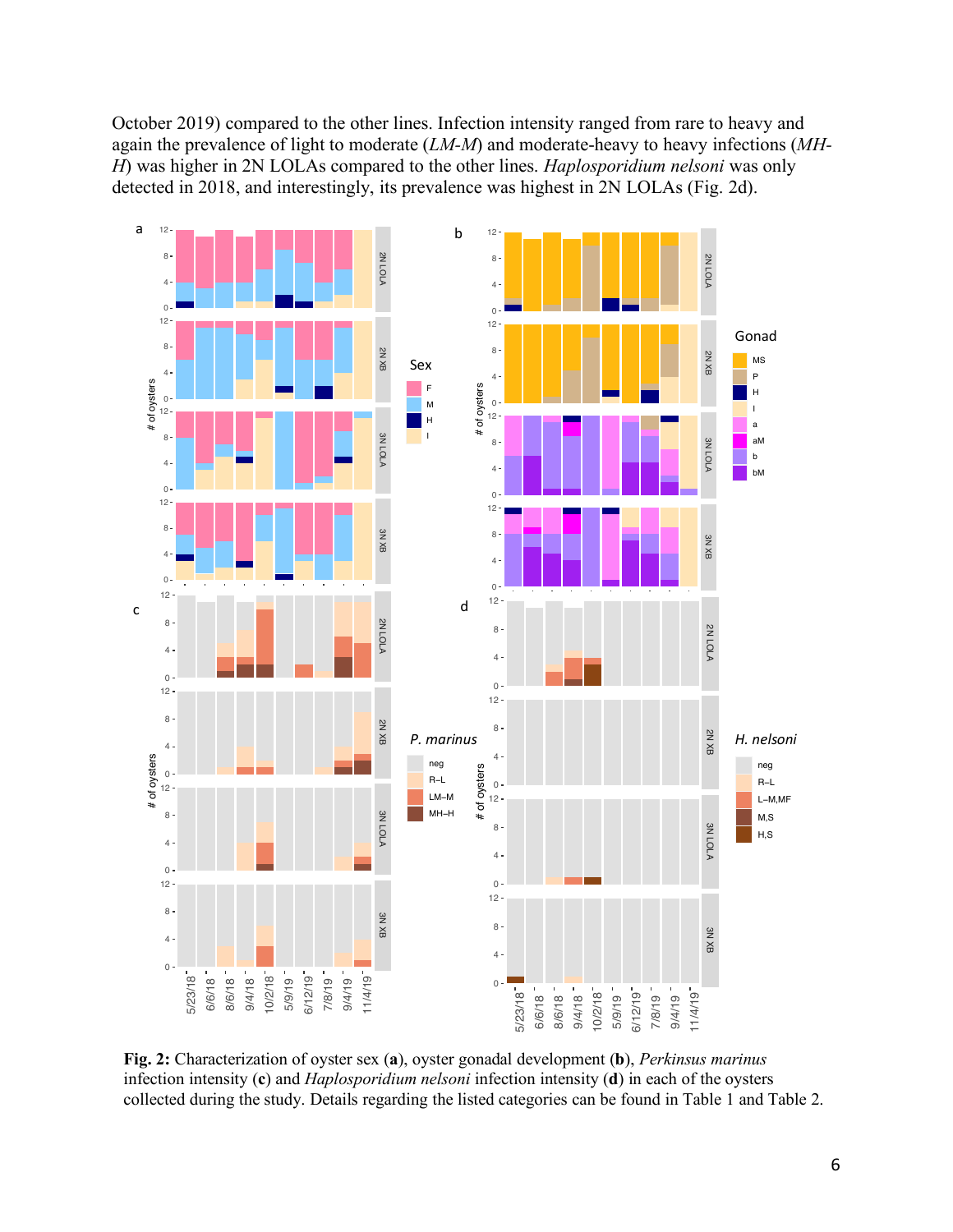October 2019) compared to the other lines. Infection intensity ranged from rare to heavy and again the prevalence of light to moderate (*LM-M*) and moderate-heavy to heavy infections (*MH-H*) was higher in 2N LOLAs compared to the other lines. *Haplosporidium nelsoni* was only detected in 2018, and interestingly, its prevalence was highest in 2N LOLAs (Fig. 2d).

**Fig. 2:** Characterization of oyster sex (**a**), oyster gonadal development (**b**), *Perkinsus marinus* infection intensity (**c**) and *Haplosporidium nelsoni* infection intensity (**d**) in each of the oysters collected during the study. Details regarding the listed categories can be found in Table 1 and Table 2.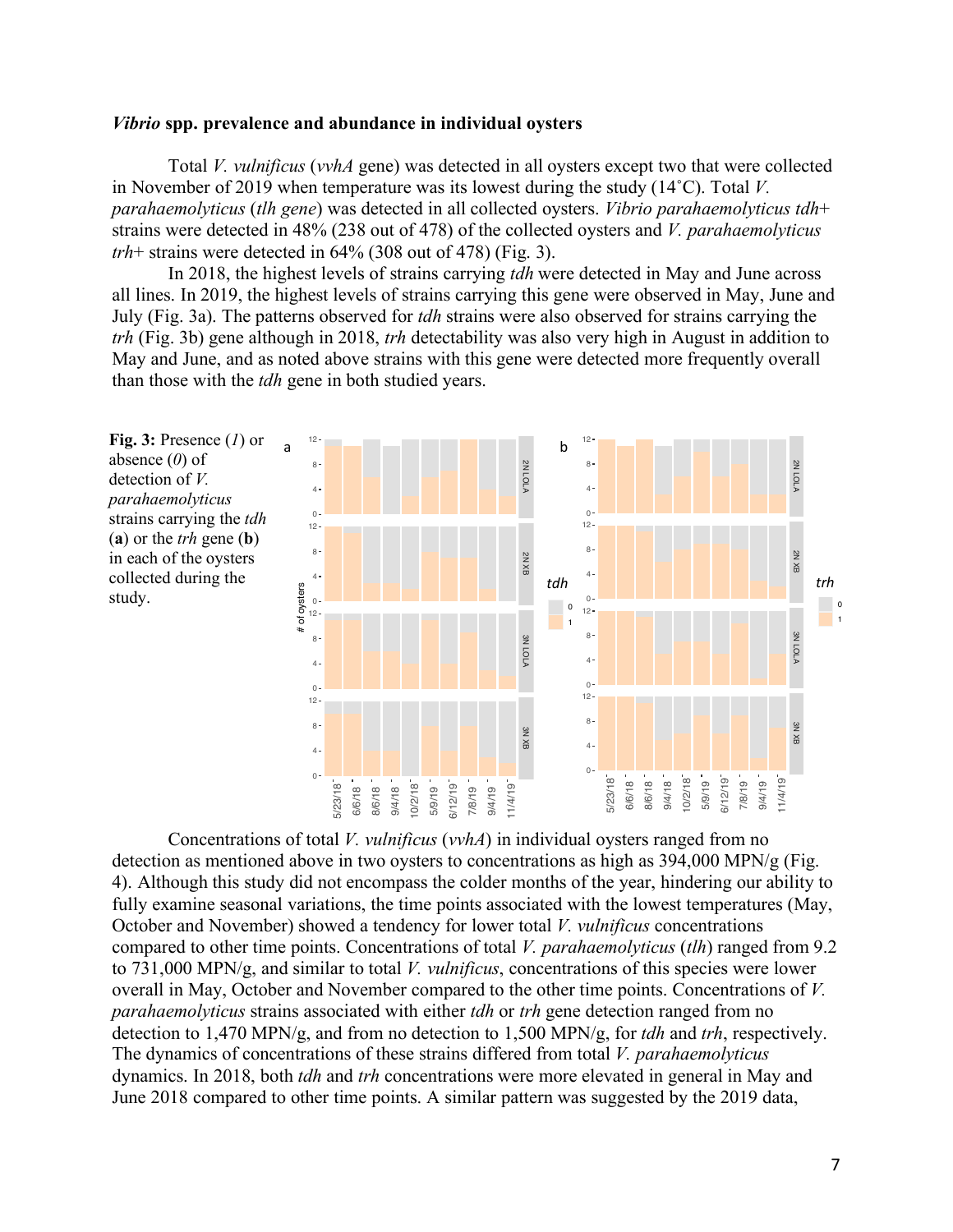### *Vibrio* spp. prevalence and abundance in individual oysters

Total *V. vulnificus* (*vvhA* gene) was detected in all oysters except two that were collected in November of 2019 when temperature was its lowest during the study (14˚C). Total *V. parahaemolyticus* (*tlh gene*) was detected in all collected oysters. *Vibrio parahaemolyticus tdh*+ strains were detected in 48% (238 out of 478) of the collected oysters and *V. parahaemolyticus trh*+ strains were detected in 64% (308 out of 478) (Fig. 3).

In 2018, the highest levels of strains carrying *tdh* were detected in May and June across all lines. In 2019, the highest levels of strains carrying this gene were observed in May, June and July (Fig. 3a). The patterns observed for *tdh* strains were also observed for strains carrying the *trh* (Fig. 3b) gene although in 2018, *trh* detectability was also very high in August in addition to May and June, and as noted above strains with this gene were detected more frequently overall than those with the *tdh* gene in both studied years.

**Fig. 3:** Presence (*1*) or absence (*0*) of detection of *V. parahaemolyticus* strains carrying the *tdh* (**a**) or the *trh* gene (**b**) in each of the oysters collected during the study.

Concentrations of total *V. vulnificus* (*vvhA*) in individual oysters ranged from no detection as mentioned above in two oysters to concentrations as high as 394,000 MPN/g (Fig. 4). Although this study did not encompass the colder months of the year, hindering our ability to fully examine seasonal variations, the time points associated with the lowest temperatures (May, October and November) showed a tendency for lower total *V. vulnificus* concentrations compared to other time points. Concentrations of total *V. parahaemolyticus* (*tlh*) ranged from 9.2 to 731,000 MPN/g, and similar to total *V. vulnificus*, concentrations of this species were lower overall in May, October and November compared to the other time points. Concentrations of *V. parahaemolyticus* strains associated with either *tdh* or *trh* gene detection ranged from no detection to 1,470 MPN/g, and from no detection to 1,500 MPN/g, for *tdh* and *trh*, respectively. The dynamics of concentrations of these strains differed from total *V. parahaemolyticus* dynamics. In 2018, both *tdh* and *trh* concentrations were more elevated in general in May and June 2018 compared to other time points. A similar pattern was suggested by the 2019 data,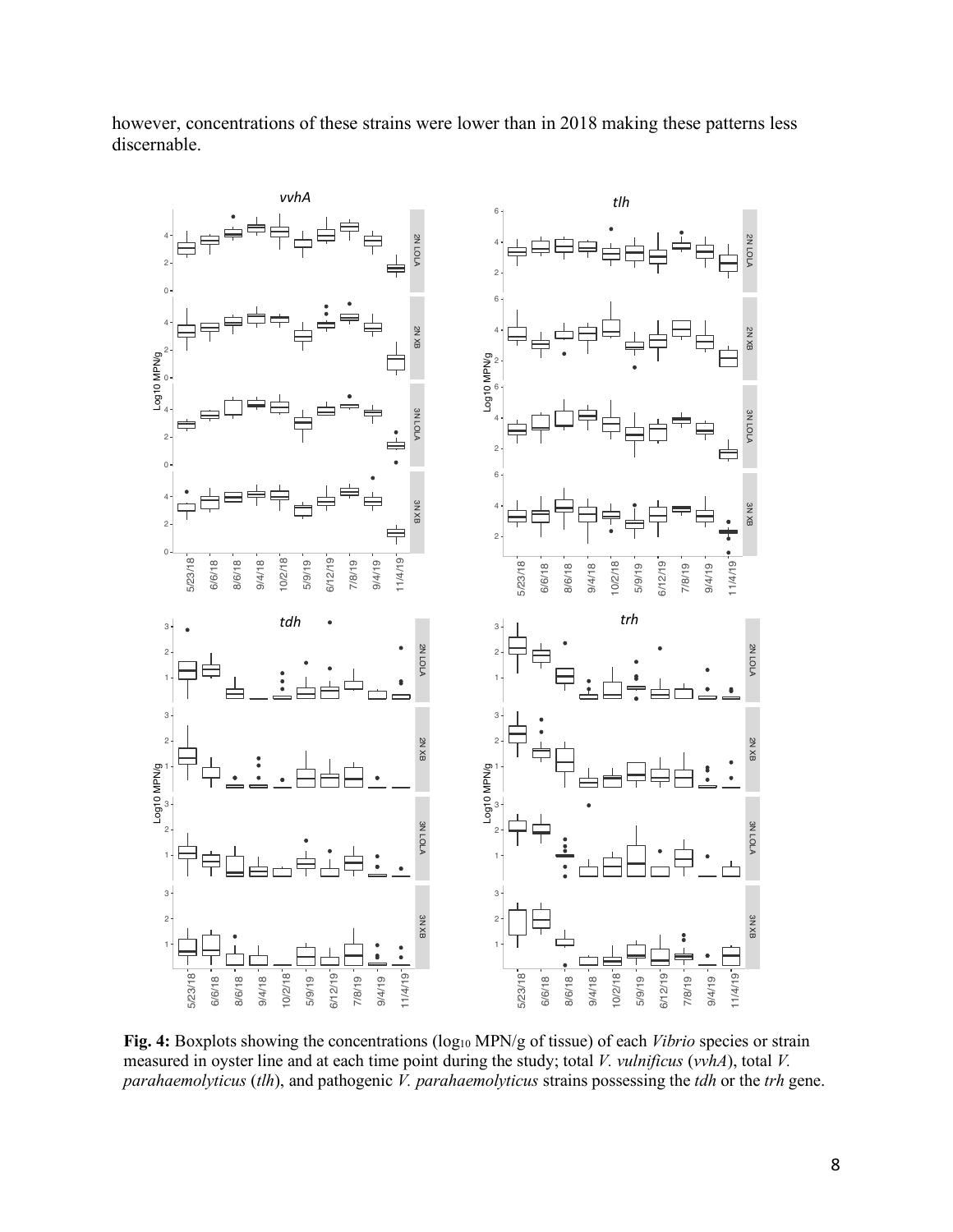however, concentrations of these strains were lower than in 2018 making these patterns less discernable.

**Fig. 4:** Boxplots showing the concentrations ($\log_{10}$ MPN/g of tissue) of each *Vibrio* species or strain measured in oyster line and at each time point during the study; total *V. vulnificus* (*vvhA*), total *V. parahaemolyticus* (*tlh*), and pathogenic *V. parahaemolyticus* strains possessing the *tdh* or the *trh* gene.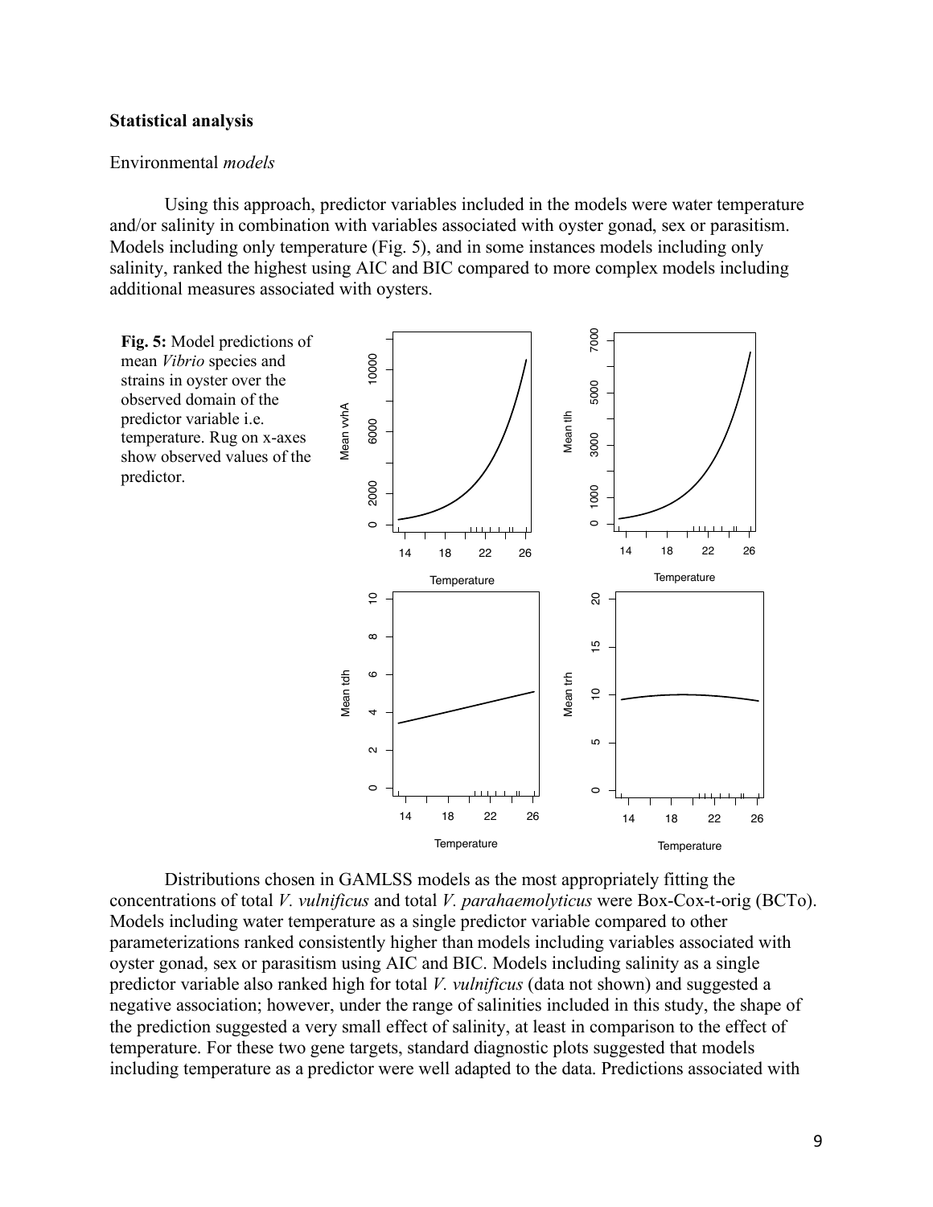**Statistical analysis**

Environmental *models*

Using this approach, predictor variables included in the models were water temperature and/or salinity in combination with variables associated with oyster gonad, sex or parasitism. Models including only temperature (Fig. 5), and in some instances models including only salinity, ranked the highest using AIC and BIC compared to more complex models including additional measures associated with oysters.

**Fig. 5:** Model predictions of mean *Vibrio* species and strains in oyster over the observed domain of the predictor variable i.e. temperature. Rug on x-axes show observed values of the predictor.

Distributions chosen in GAMLSS models as the most appropriately fitting the concentrations of total *V. vulnificus* and total *V. parahaemolyticus* were Box-Cox-t-orig (BCTo). Models including water temperature as a single predictor variable compared to other parameterizations ranked consistently higher than models including variables associated with oyster gonad, sex or parasitism using AIC and BIC. Models including salinity as a single predictor variable also ranked high for total *V. vulnificus* (data not shown) and suggested a negative association; however, under the range of salinities included in this study, the shape of the prediction suggested a very small effect of salinity, at least in comparison to the effect of temperature. For these two gene targets, standard diagnostic plots suggested that models including temperature as a predictor were well adapted to the data. Predictions associated with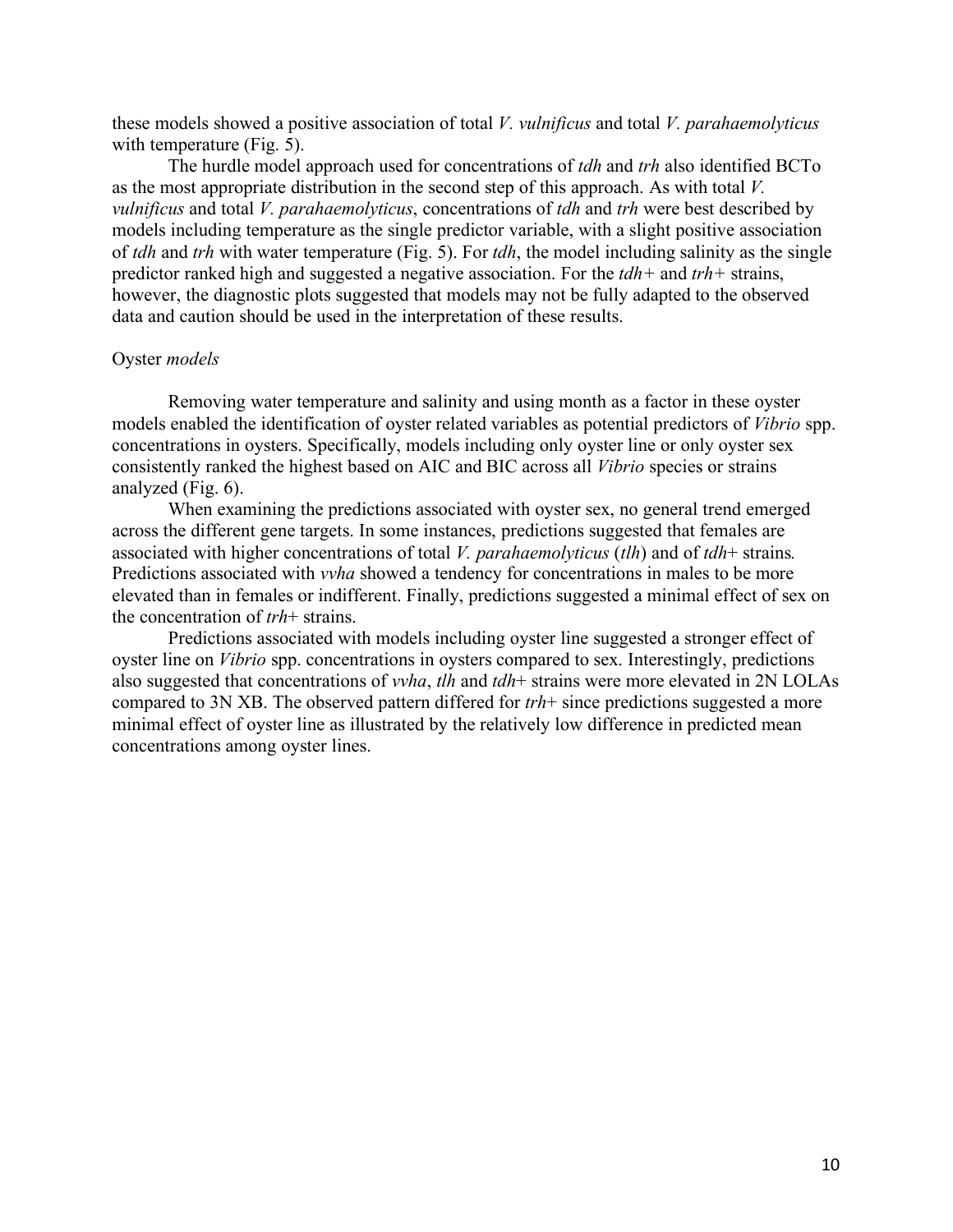these models showed a positive association of total *V. vulnificus* and total *V. parahaemolyticus* with temperature (Fig. 5).

The hurdle model approach used for concentrations of *tdh* and *trh* also identified BCTo as the most appropriate distribution in the second step of this approach. As with total *V. vulnificus* and total *V. parahaemolyticus*, concentrations of *tdh* and *trh* were best described by models including temperature as the single predictor variable, with a slight positive association of *tdh* and *trh* with water temperature (Fig. 5). For *tdh*, the model including salinity as the single predictor ranked high and suggested a negative association. For the *tdh+* and *trh+* strains, however, the diagnostic plots suggested that models may not be fully adapted to the observed data and caution should be used in the interpretation of these results.

### Oyster *models*

Removing water temperature and salinity and using month as a factor in these oyster models enabled the identification of oyster related variables as potential predictors of *Vibrio* spp. concentrations in oysters. Specifically, models including only oyster line or only oyster sex consistently ranked the highest based on AIC and BIC across all *Vibrio* species or strains analyzed (Fig. 6).

When examining the predictions associated with oyster sex, no general trend emerged across the different gene targets. In some instances, predictions suggested that females are associated with higher concentrations of total *V. parahaemolyticus* (*tlh*) and of *tdh*+ strains. Predictions associated with *vvha* showed a tendency for concentrations in males to be more elevated than in females or indifferent. Finally, predictions suggested a minimal effect of sex on the concentration of *trh*+ strains.

Predictions associated with models including oyster line suggested a stronger effect of oyster line on *Vibrio* spp. concentrations in oysters compared to sex. Interestingly, predictions also suggested that concentrations of *vvha*, *tlh* and *tdh*+ strains were more elevated in 2N LOLAs compared to 3N XB. The observed pattern differed for *trh*+ since predictions suggested a more minimal effect of oyster line as illustrated by the relatively low difference in predicted mean concentrations among oyster lines.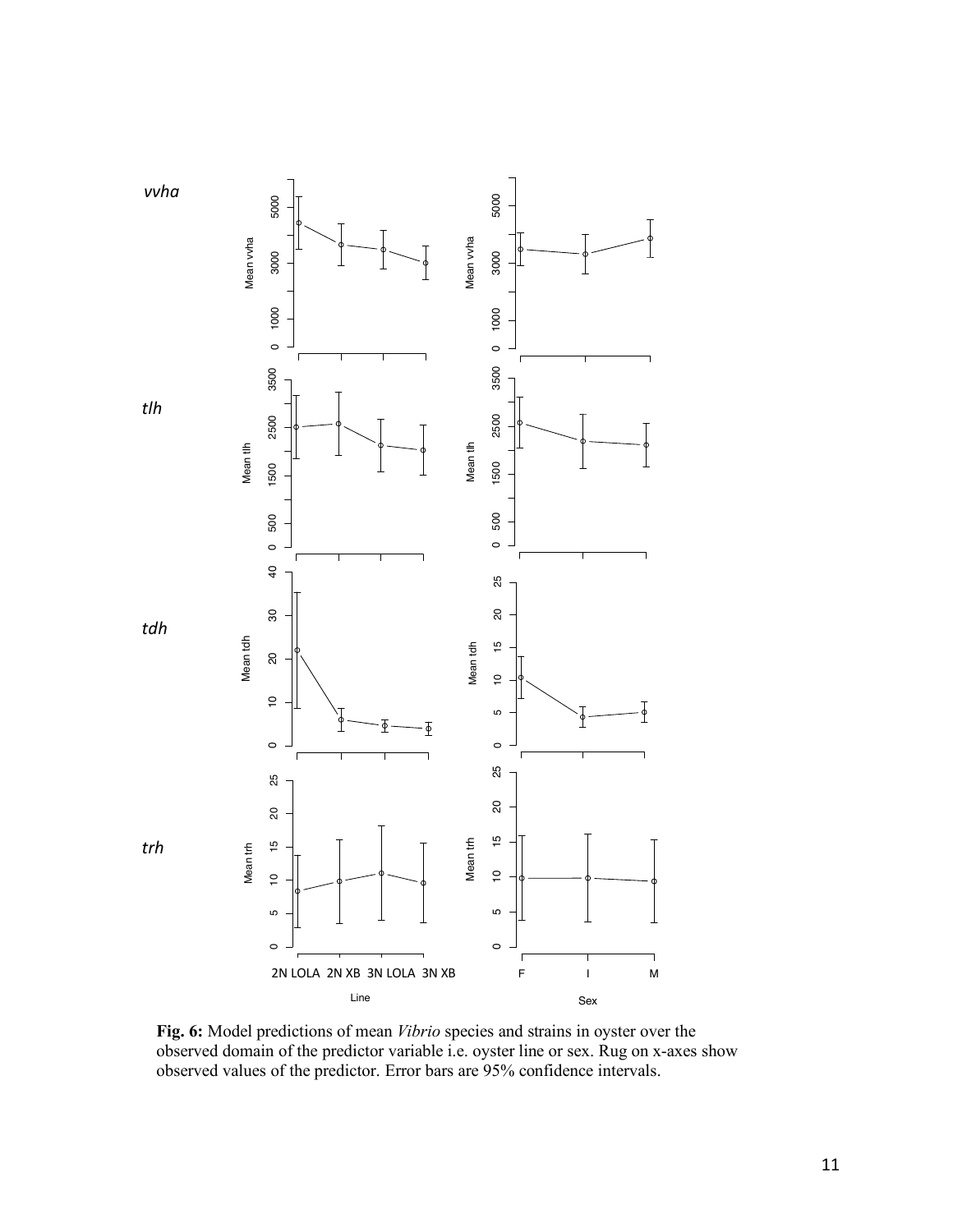**Fig. 6:** Model predictions of mean *Vibrio* species and strains in oyster over the observed domain of the predictor variable i.e. oyster line or sex. Rug on x-axes show observed values of the predictor. Error bars are 95% confidence intervals.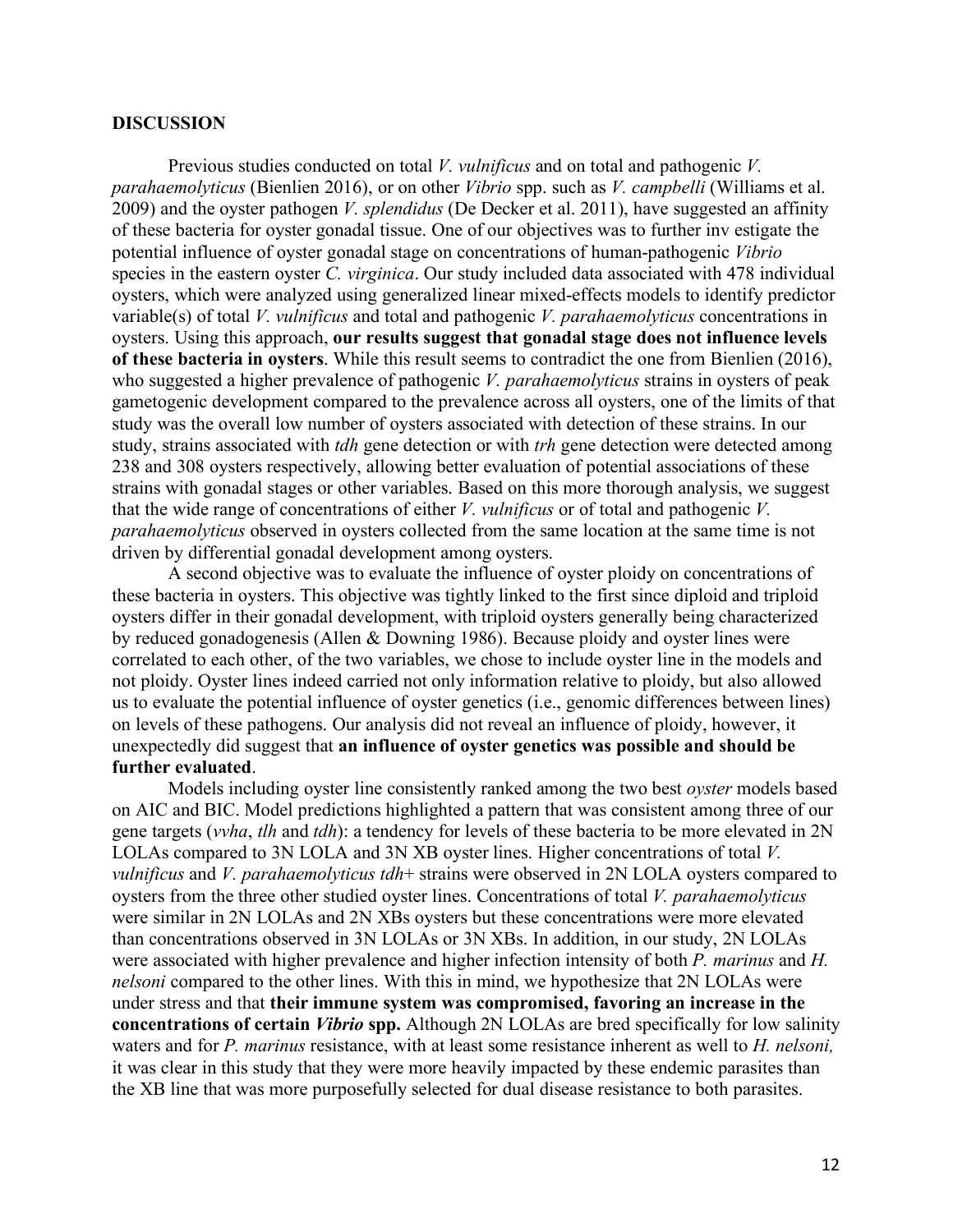**DISCUSSION**

Previous studies conducted on total *V. vulnificus* and on total and pathogenic *V. parahaemolyticus* (Bienlien 2016), or on other *Vibrio* spp. such as *V. campbelli* (Williams et al. 2009) and the oyster pathogen *V. splendidus* (De Decker et al. 2011), have suggested an affinity of these bacteria for oyster gonadal tissue. One of our objectives was to further inv estigate the potential influence of oyster gonadal stage on concentrations of human-pathogenic *Vibrio* species in the eastern oyster *C. virginica*. Our study included data associated with 478 individual oysters, which were analyzed using generalized linear mixed-effects models to identify predictor variable(s) of total *V. vulnificus* and total and pathogenic *V. parahaemolyticus* concentrations in oysters. Using this approach, **our results suggest that gonadal stage does not influence levels of these bacteria in oysters**. While this result seems to contradict the one from Bienlien (2016), who suggested a higher prevalence of pathogenic *V. parahaemolyticus* strains in oysters of peak gametogenic development compared to the prevalence across all oysters, one of the limits of that study was the overall low number of oysters associated with detection of these strains. In our study, strains associated with *tdh* gene detection or with *trh* gene detection were detected among 238 and 308 oysters respectively, allowing better evaluation of potential associations of these strains with gonadal stages or other variables. Based on this more thorough analysis, we suggest that the wide range of concentrations of either *V. vulnificus* or of total and pathogenic *V. parahaemolyticus* observed in oysters collected from the same location at the same time is not driven by differential gonadal development among oysters.

A second objective was to evaluate the influence of oyster ploidy on concentrations of these bacteria in oysters. This objective was tightly linked to the first since diploid and triploid oysters differ in their gonadal development, with triploid oysters generally being characterized by reduced gonadogenesis (Allen & Downing 1986). Because ploidy and oyster lines were correlated to each other, of the two variables, we chose to include oyster line in the models and not ploidy. Oyster lines indeed carried not only information relative to ploidy, but also allowed us to evaluate the potential influence of oyster genetics (i.e., genomic differences between lines) on levels of these pathogens. Our analysis did not reveal an influence of ploidy, however, it unexpectedly did suggest that **an influence of oyster genetics was possible and should be further evaluated**.

Models including oyster line consistently ranked among the two best *oyster* models based on AIC and BIC. Model predictions highlighted a pattern that was consistent among three of our gene targets (*vvha*, *tlh* and *tdh*): a tendency for levels of these bacteria to be more elevated in 2N LOLAs compared to 3N LOLA and 3N XB oyster lines. Higher concentrations of total *V. vulnificus* and *V. parahaemolyticus tdh*+ strains were observed in 2N LOLA oysters compared to oysters from the three other studied oyster lines. Concentrations of total *V. parahaemolyticus* were similar in 2N LOLAs and 2N XBs oysters but these concentrations were more elevated than concentrations observed in 3N LOLAs or 3N XBs. In addition, in our study, 2N LOLAs were associated with higher prevalence and higher infection intensity of both *P. marinus* and *H. nelsoni* compared to the other lines. With this in mind, we hypothesize that 2N LOLAs were under stress and that **their immune system was compromised, favoring an increase in the concentrations of certain *Vibrio* spp.** Although 2N LOLAs are bred specifically for low salinity waters and for *P. marinus* resistance, with at least some resistance inherent as well to *H. nelsoni,* it was clear in this study that they were more heavily impacted by these endemic parasites than the XB line that was more purposefully selected for dual disease resistance to both parasites.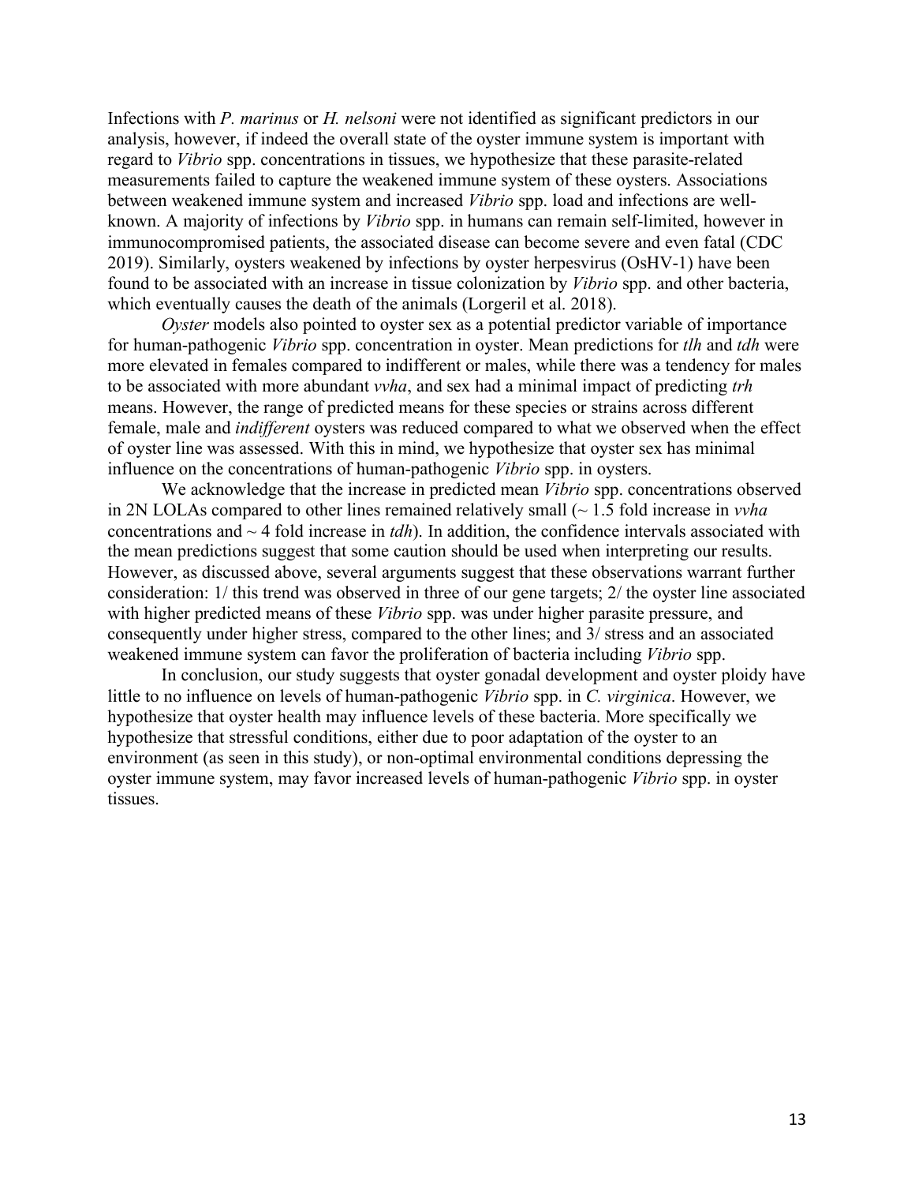Infections with *P. marinus* or *H. nelsoni* were not identified as significant predictors in our analysis, however, if indeed the overall state of the oyster immune system is important with regard to *Vibrio* spp. concentrations in tissues, we hypothesize that these parasite-related measurements failed to capture the weakened immune system of these oysters. Associations between weakened immune system and increased *Vibrio* spp. load and infections are well-known. A majority of infections by *Vibrio* spp. in humans can remain self-limited, however in immunocompromised patients, the associated disease can become severe and even fatal (CDC 2019). Similarly, oysters weakened by infections by oyster herpesvirus (OsHV-1) have been found to be associated with an increase in tissue colonization by *Vibrio* spp. and other bacteria, which eventually causes the death of the animals (Lorgeril et al. 2018).

*Oyster* models also pointed to oyster sex as a potential predictor variable of importance for human-pathogenic *Vibrio* spp. concentration in oyster. Mean predictions for *tlh* and *tdh* were more elevated in females compared to indifferent or males, while there was a tendency for males to be associated with more abundant *vvha*, and sex had a minimal impact of predicting *trh* means. However, the range of predicted means for these species or strains across different female, male and *indifferent* oysters was reduced compared to what we observed when the effect of oyster line was assessed. With this in mind, we hypothesize that oyster sex has minimal influence on the concentrations of human-pathogenic *Vibrio* spp. in oysters.

We acknowledge that the increase in predicted mean *Vibrio* spp. concentrations observed in 2N LOLAs compared to other lines remained relatively small (~ 1.5 fold increase in *vvha* concentrations and ~ 4 fold increase in *tdh*). In addition, the confidence intervals associated with the mean predictions suggest that some caution should be used when interpreting our results. However, as discussed above, several arguments suggest that these observations warrant further consideration: 1/ this trend was observed in three of our gene targets; 2/ the oyster line associated with higher predicted means of these *Vibrio* spp. was under higher parasite pressure, and consequently under higher stress, compared to the other lines; and 3/ stress and an associated weakened immune system can favor the proliferation of bacteria including *Vibrio* spp.

In conclusion, our study suggests that oyster gonadal development and oyster ploidy have little to no influence on levels of human-pathogenic *Vibrio* spp. in *C. virginica*. However, we hypothesize that oyster health may influence levels of these bacteria. More specifically we hypothesize that stressful conditions, either due to poor adaptation of the oyster to an environment (as seen in this study), or non-optimal environmental conditions depressing the oyster immune system, may favor increased levels of human-pathogenic *Vibrio* spp. in oyster tissues.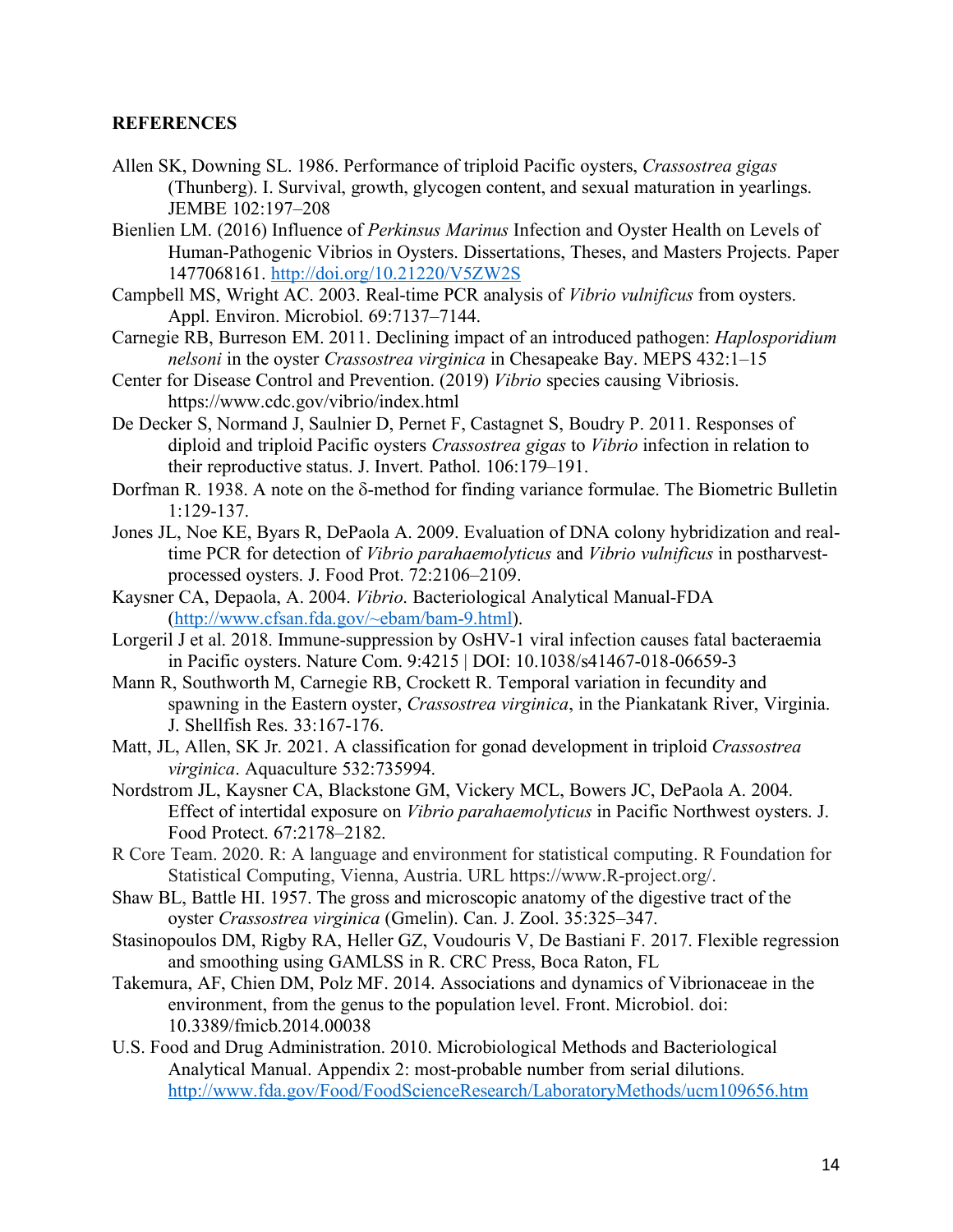**REFERENCES**

Allen SK, Downing SL. 1986. Performance of triploid Pacific oysters, *Crassostrea gigas* (Thunberg). I. Survival, growth, glycogen content, and sexual maturation in yearlings. JEMBE 102:197–208

Bienlien LM. (2016) Influence of *Perkinsus Marinus* Infection and Oyster Health on Levels of Human-Pathogenic Vibrios in Oysters. Dissertations, Theses, and Masters Projects. Paper 1477068161. http://doi.org/10.21220/V5ZW2S

Campbell MS, Wright AC. 2003. Real-time PCR analysis of *Vibrio vulnificus* from oysters. Appl. Environ. Microbiol. 69:7137–7144.

Carnegie RB, Burreson EM. 2011. Declining impact of an introduced pathogen: *Haplosporidium nelsoni* in the oyster *Crassostrea virginica* in Chesapeake Bay. MEPS 432:1–15

Center for Disease Control and Prevention. (2019) *Vibrio* species causing Vibriosis. https://www.cdc.gov/vibrio/index.html

De Decker S, Normand J, Saulnier D, Pernet F, Castagnet S, Boudry P. 2011. Responses of diploid and triploid Pacific oysters *Crassostrea gigas* to *Vibrio* infection in relation to their reproductive status. J. Invert. Pathol. 106:179–191.

Dorfman R. 1938. A note on the δ-method for finding variance formulae. The Biometric Bulletin 1:129-137.

Jones JL, Noe KE, Byars R, DePaola A. 2009. Evaluation of DNA colony hybridization and real-time PCR for detection of *Vibrio parahaemolyticus* and *Vibrio vulnificus* in postharvest-processed oysters. J. Food Prot. 72:2106–2109.

Kaysner CA, Depaola, A. 2004. *Vibrio*. Bacteriological Analytical Manual-FDA (http://www.cfsan.fda.gov/~ebam/bam-9.html).

Lorgeril J et al. 2018. Immune-suppression by OsHV-1 viral infection causes fatal bacteraemia in Pacific oysters. Nature Com. 9:4215 | DOI: 10.1038/s41467-018-06659-3

Mann R, Southworth M, Carnegie RB, Crockett R. Temporal variation in fecundity and spawning in the Eastern oyster, *Crassostrea virginica*, in the Piankatank River, Virginia. J. Shellfish Res. 33:167-176.

Matt, JL, Allen, SK Jr. 2021. A classification for gonad development in triploid *Crassostrea virginica*. Aquaculture 532:735994.

Nordstrom JL, Kaysner CA, Blackstone GM, Vickery MCL, Bowers JC, DePaola A. 2004. Effect of intertidal exposure on *Vibrio parahaemolyticus* in Pacific Northwest oysters. J. Food Protect. 67:2178–2182.

R Core Team. 2020. R: A language and environment for statistical computing. R Foundation for Statistical Computing, Vienna, Austria. URL https://www.R-project.org/.

Shaw BL, Battle HI. 1957. The gross and microscopic anatomy of the digestive tract of the oyster *Crassostrea virginica* (Gmelin). Can. J. Zool. 35:325–347.

Stasinopoulos DM, Rigby RA, Heller GZ, Voudouris V, De Bastiani F. 2017. Flexible regression and smoothing using GAMLSS in R. CRC Press, Boca Raton, FL

Takemura, AF, Chien DM, Polz MF. 2014. Associations and dynamics of Vibrionaceae in the environment, from the genus to the population level. Front. Microbiol. doi: 10.3389/fmicb.2014.00038

U.S. Food and Drug Administration. 2010. Microbiological Methods and Bacteriological Analytical Manual. Appendix 2: most-probable number from serial dilutions. http://www.fda.gov/Food/FoodScienceResearch/LaboratoryMethods/ucm109656.htm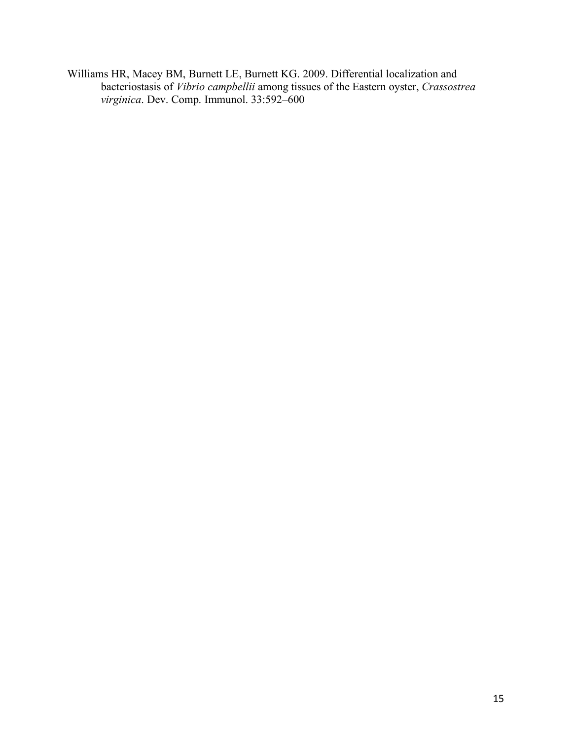Williams HR, Macey BM, Burnett LE, Burnett KG. 2009. Differential localization and bacteriostasis of *Vibrio campbellii* among tissues of the Eastern oyster, *Crassostrea virginica*. Dev. Comp. Immunol. 33:592–600